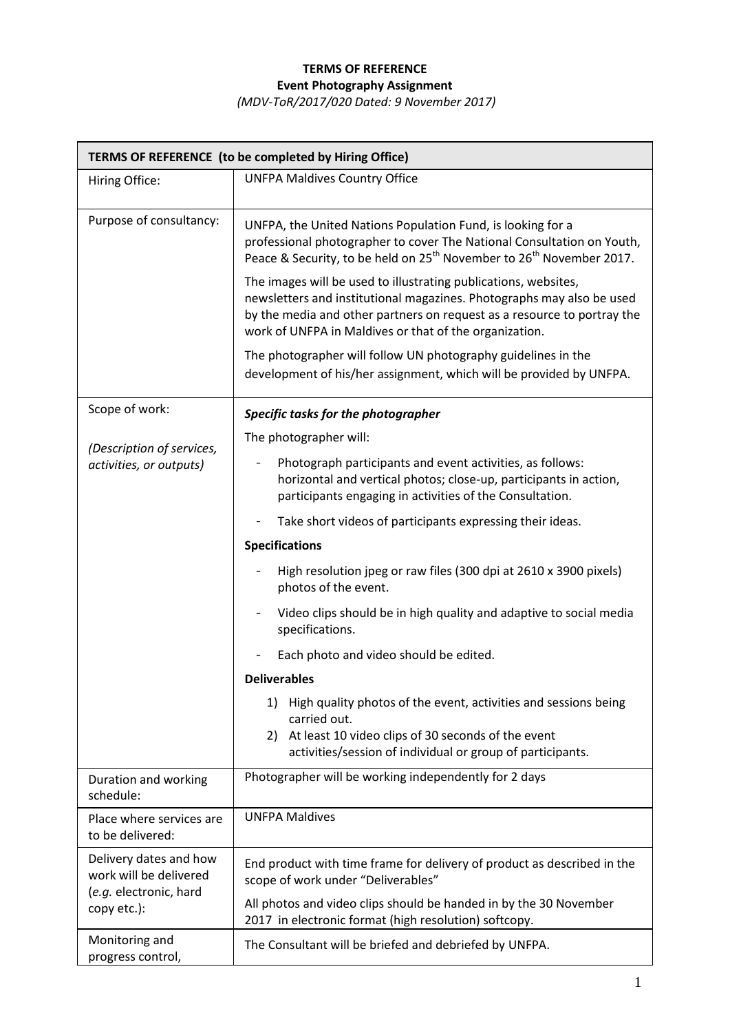**TERMS OF REFERENCE**
**Event Photography Assignment**
*(MDV-ToR/2017/020 Dated: 9 November 2017)*

| **TERMS OF REFERENCE (to be completed by Hiring Office)** | |
|---|---|
| Hiring Office: | UNFPA Maldives Country Office |
| Purpose of consultancy: | UNFPA, the United Nations Population Fund, is looking for a professional photographer to cover The National Consultation on Youth, Peace & Security, to be held on 25th November to 26th November 2017.<br><br>The images will be used to illustrating publications, websites, newsletters and institutional magazines. Photographs may also be used by the media and other partners on request as a resource to portray the work of UNFPA in Maldives or that of the organization.<br><br>The photographer will follow UN photography guidelines in the development of his/her assignment, which will be provided by UNFPA. |
| Scope of work:<br><br>*(Description of services, activities, or outputs)* | ***Specific tasks for the photographer***<br><br>The photographer will:<br>- Photograph participants and event activities, as follows: horizontal and vertical photos; close-up, participants in action, participants engaging in activities of the Consultation.<br>- Take short videos of participants expressing their ideas.<br><br>**Specifications**<br>- High resolution jpeg or raw files (300 dpi at 2610 x 3900 pixels) photos of the event.<br>- Video clips should be in high quality and adaptive to social media specifications.<br>- Each photo and video should be edited.<br><br>**Deliverables**<br>1) High quality photos of the event, activities and sessions being carried out.<br>2) At least 10 video clips of 30 seconds of the event activities/session of individual or group of participants. |
| Duration and working schedule: | Photographer will be working independently for 2 days |
| Place where services are to be delivered: | UNFPA Maldives |
| Delivery dates and how work will be delivered (*e.g.* electronic, hard copy etc.): | End product with time frame for delivery of product as described in the scope of work under "Deliverables"<br><br>All photos and video clips should be handed in by the 30 November 2017 in electronic format (high resolution) softcopy. |
| Monitoring and progress control, | The Consultant will be briefed and debriefed by UNFPA. |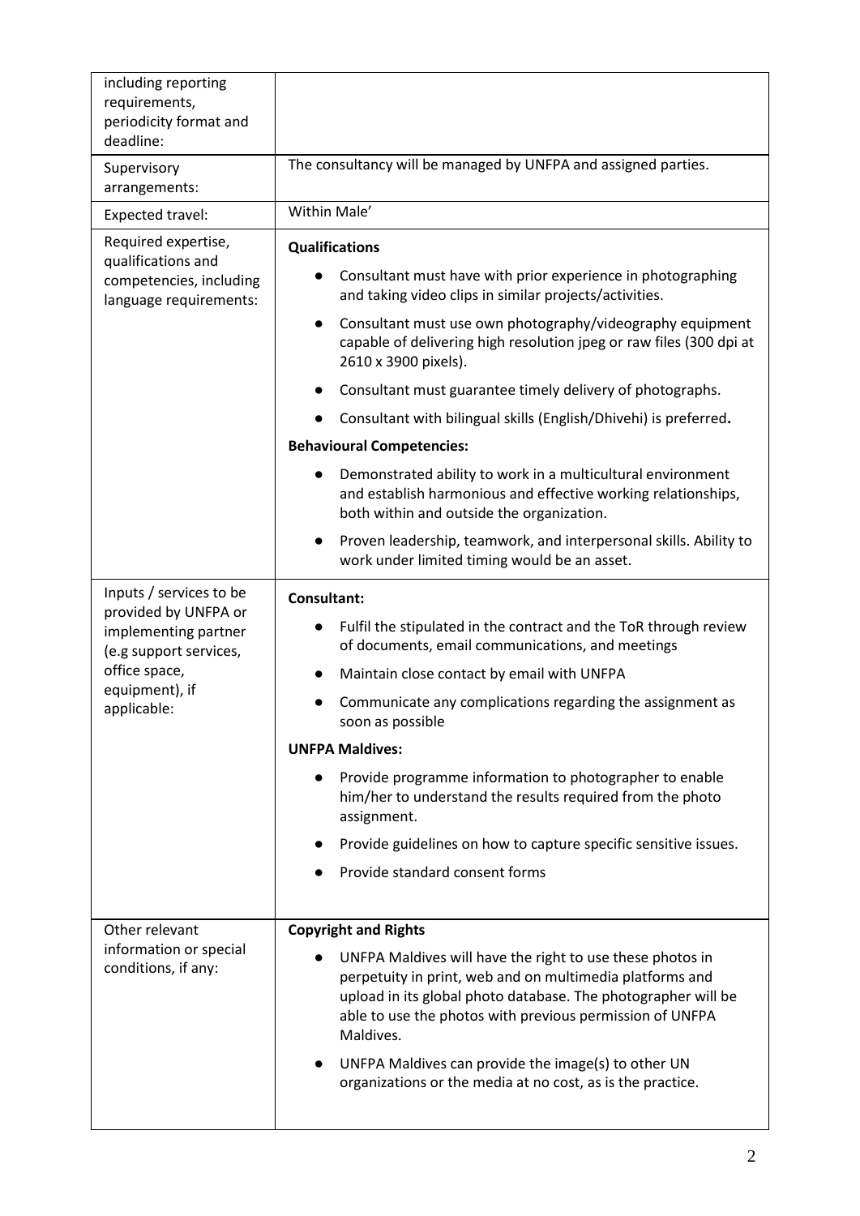| | |
|---|---|
| including reporting requirements, periodicity format and deadline: | |
| Supervisory arrangements: | The consultancy will be managed by UNFPA and assigned parties. |
| Expected travel: | Within Male' |
| Required expertise, qualifications and competencies, including language requirements: | **Qualifications**<br>● Consultant must have with prior experience in photographing and taking video clips in similar projects/activities.<br>● Consultant must use own photography/videography equipment capable of delivering high resolution jpeg or raw files (300 dpi at 2610 x 3900 pixels).<br>● Consultant must guarantee timely delivery of photographs.<br>● Consultant with bilingual skills (English/Dhivehi) is preferred**.**<br>**Behavioural Competencies:**<br>● Demonstrated ability to work in a multicultural environment and establish harmonious and effective working relationships, both within and outside the organization.<br>● Proven leadership, teamwork, and interpersonal skills. Ability to work under limited timing would be an asset. |
| Inputs / services to be provided by UNFPA or implementing partner (e.g support services, office space, equipment), if applicable: | **Consultant:**<br>● Fulfil the stipulated in the contract and the ToR through review of documents, email communications, and meetings<br>● Maintain close contact by email with UNFPA<br>● Communicate any complications regarding the assignment as soon as possible<br>**UNFPA Maldives:**<br>● Provide programme information to photographer to enable him/her to understand the results required from the photo assignment.<br>● Provide guidelines on how to capture specific sensitive issues.<br>● Provide standard consent forms |
| Other relevant information or special conditions, if any: | **Copyright and Rights**<br>● UNFPA Maldives will have the right to use these photos in perpetuity in print, web and on multimedia platforms and upload in its global photo database. The photographer will be able to use the photos with previous permission of UNFPA Maldives.<br>● UNFPA Maldives can provide the image(s) to other UN organizations or the media at no cost, as is the practice. |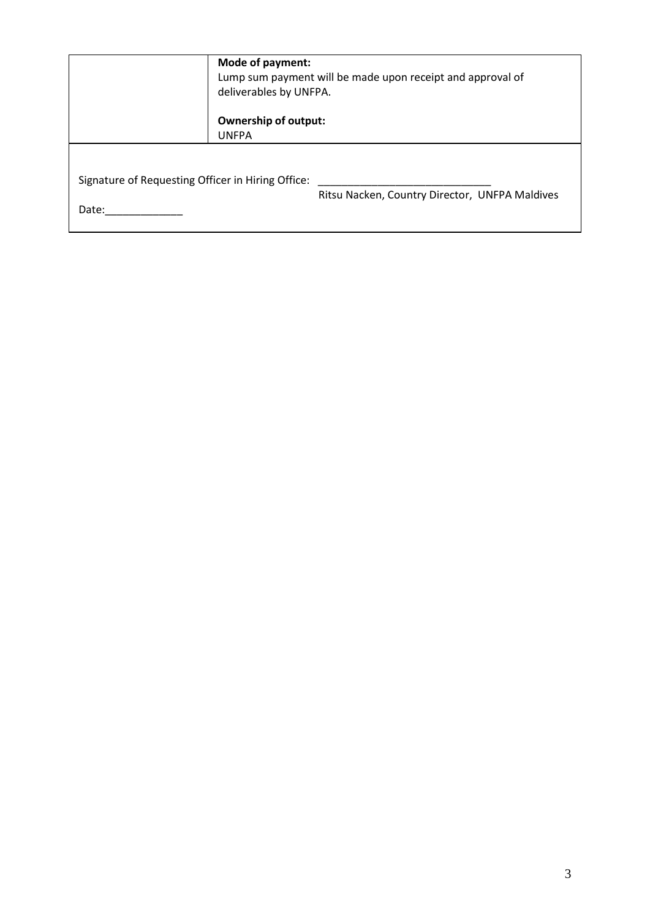| | |
|---|---|
| | **Mode of payment:**<br>Lump sum payment will be made upon receipt and approval of deliverables by UNFPA.<br><br>**Ownership of output:**<br>UNFPA |

Signature of Requesting Officer in Hiring Office: ______________________________
Ritsu Nacken, Country Director, UNFPA Maldives

Date:______________